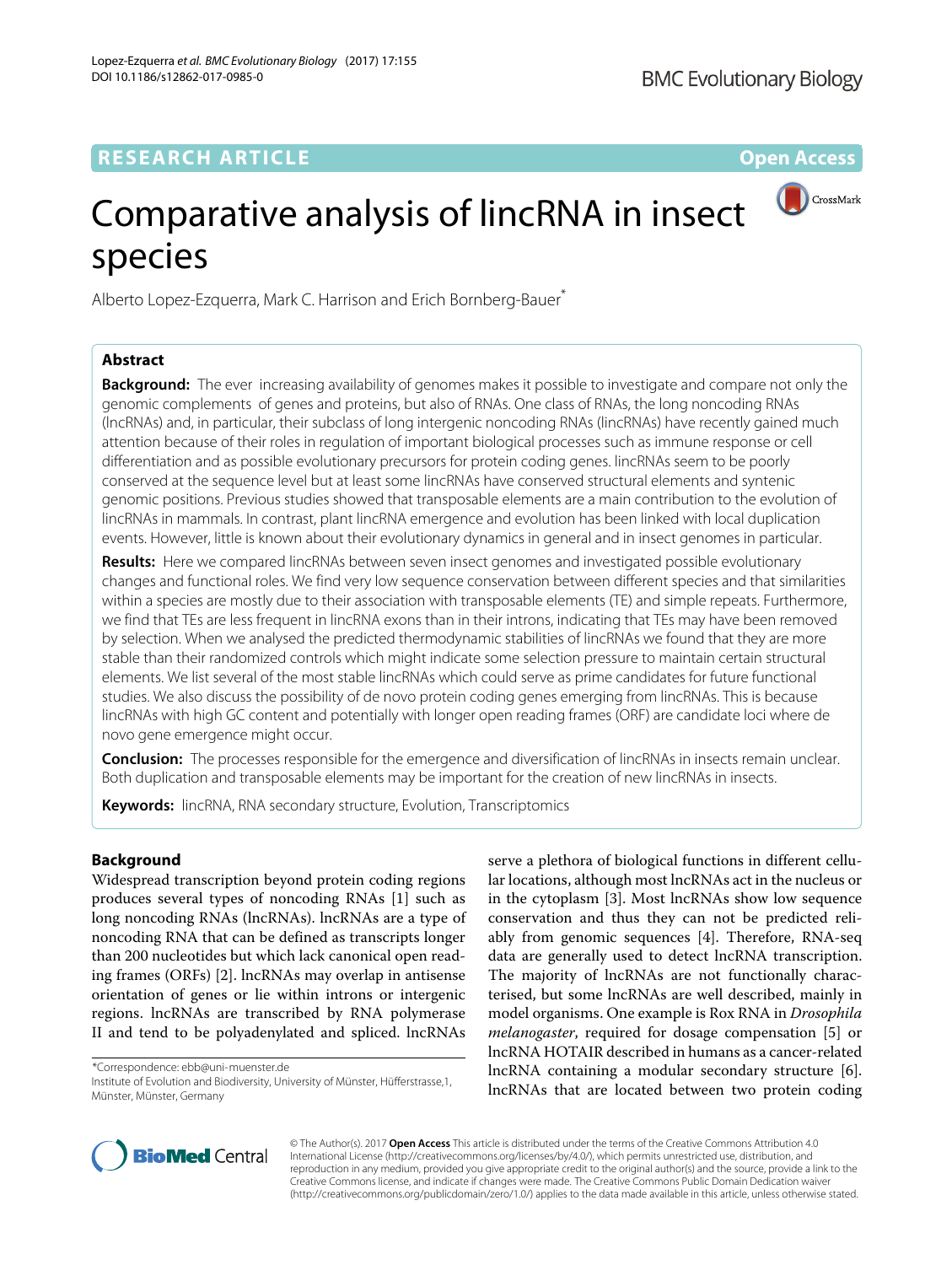RESEARCH ARTICLE

Open Access

# Comparative analysis of lincRNA in insect species

Alberto Lopez-Ezquerra, Mark C. Harrison and Erich Bornberg-Bauer*

## Abstract

**Background:** The ever increasing availability of genomes makes it possible to investigate and compare not only the genomic complements of genes and proteins, but also of RNAs. One class of RNAs, the long noncoding RNAs (lncRNAs) and, in particular, their subclass of long intergenic noncoding RNAs (lincRNAs) have recently gained much attention because of their roles in regulation of important biological processes such as immune response or cell differentiation and as possible evolutionary precursors for protein coding genes. lincRNAs seem to be poorly conserved at the sequence level but at least some lincRNAs have conserved structural elements and syntenic genomic positions. Previous studies showed that transposable elements are a main contribution to the evolution of lincRNAs in mammals. In contrast, plant lincRNA emergence and evolution has been linked with local duplication events. However, little is known about their evolutionary dynamics in general and in insect genomes in particular.

**Results:** Here we compared lincRNAs between seven insect genomes and investigated possible evolutionary changes and functional roles. We find very low sequence conservation between different species and that similarities within a species are mostly due to their association with transposable elements (TE) and simple repeats. Furthermore, we find that TEs are less frequent in lincRNA exons than in their introns, indicating that TEs may have been removed by selection. When we analysed the predicted thermodynamic stabilities of lincRNAs we found that they are more stable than their randomized controls which might indicate some selection pressure to maintain certain structural elements. We list several of the most stable lincRNAs which could serve as prime candidates for future functional studies. We also discuss the possibility of de novo protein coding genes emerging from lincRNAs. This is because lincRNAs with high GC content and potentially with longer open reading frames (ORF) are candidate loci where de novo gene emergence might occur.

**Conclusion:** The processes responsible for the emergence and diversification of lincRNAs in insects remain unclear. Both duplication and transposable elements may be important for the creation of new lincRNAs in insects.

**Keywords:** lincRNA, RNA secondary structure, Evolution, Transcriptomics

## Background

Widespread transcription beyond protein coding regions produces several types of noncoding RNAs [1] such as long noncoding RNAs (lncRNAs). lncRNAs are a type of noncoding RNA that can be defined as transcripts longer than 200 nucleotides but which lack canonical open reading frames (ORFs) [2]. lncRNAs may overlap in antisense orientation of genes or lie within introns or intergenic regions. lncRNAs are transcribed by RNA polymerase II and tend to be polyadenylated and spliced. lncRNAs serve a plethora of biological functions in different cellular locations, although most lncRNAs act in the nucleus or in the cytoplasm [3]. Most lncRNAs show low sequence conservation and thus they can not be predicted reliably from genomic sequences [4]. Therefore, RNA-seq data are generally used to detect lncRNA transcription. The majority of lncRNAs are not functionally characterised, but some lncRNAs are well described, mainly in model organisms. One example is Rox RNA in *Drosophila melanogaster*, required for dosage compensation [5] or lncRNA HOTAIR described in humans as a cancer-related lncRNA containing a modular secondary structure [6]. lncRNAs that are located between two protein coding

*Correspondence: ebb@uni-muenster.de
Institute of Evolution and Biodiversity, University of Münster, Hüfferstrasse,1, Münster, Münster, Germany

© The Author(s). 2017 **Open Access** This article is distributed under the terms of the Creative Commons Attribution 4.0 International License (http://creativecommons.org/licenses/by/4.0/), which permits unrestricted use, distribution, and reproduction in any medium, provided you give appropriate credit to the original author(s) and the source, provide a link to the Creative Commons license, and indicate if changes were made. The Creative Commons Public Domain Dedication waiver (http://creativecommons.org/publicdomain/zero/1.0/) applies to the data made available in this article, unless otherwise stated.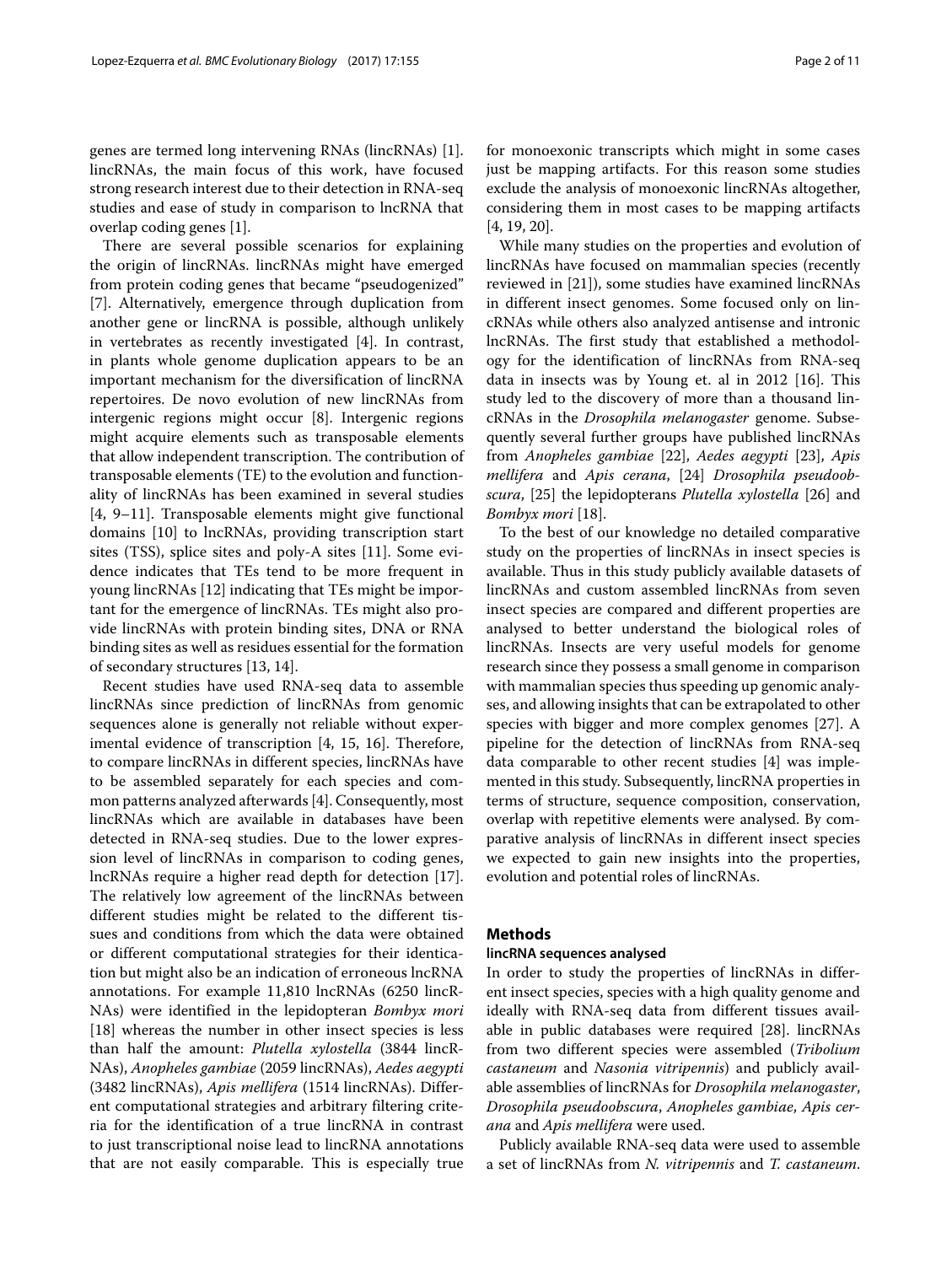genes are termed long intervening RNAs (lincRNAs) [1]. lincRNAs, the main focus of this work, have focused strong research interest due to their detection in RNA-seq studies and ease of study in comparison to lncRNA that overlap coding genes [1].

There are several possible scenarios for explaining the origin of lincRNAs. lincRNAs might have emerged from protein coding genes that became "pseudogenized" [7]. Alternatively, emergence through duplication from another gene or lincRNA is possible, although unlikely in vertebrates as recently investigated [4]. In contrast, in plants whole genome duplication appears to be an important mechanism for the diversification of lincRNA repertoires. De novo evolution of new lincRNAs from intergenic regions might occur [8]. Intergenic regions might acquire elements such as transposable elements that allow independent transcription. The contribution of transposable elements (TE) to the evolution and functionality of lincRNAs has been examined in several studies [4, 9–11]. Transposable elements might give functional domains [10] to lncRNAs, providing transcription start sites (TSS), splice sites and poly-A sites [11]. Some evidence indicates that TEs tend to be more frequent in young lincRNAs [12] indicating that TEs might be important for the emergence of lincRNAs. TEs might also provide lincRNAs with protein binding sites, DNA or RNA binding sites as well as residues essential for the formation of secondary structures [13, 14].

Recent studies have used RNA-seq data to assemble lincRNAs since prediction of lincRNAs from genomic sequences alone is generally not reliable without experimental evidence of transcription [4, 15, 16]. Therefore, to compare lincRNAs in different species, lincRNAs have to be assembled separately for each species and common patterns analyzed afterwards [4]. Consequently, most lincRNAs which are available in databases have been detected in RNA-seq studies. Due to the lower expression level of lincRNAs in comparison to coding genes, lncRNAs require a higher read depth for detection [17]. The relatively low agreement of the lincRNAs between different studies might be related to the different tissues and conditions from which the data were obtained or different computational strategies for their identication but might also be an indication of erroneous lncRNA annotations. For example 11,810 lncRNAs (6250 lincRNAs) were identified in the lepidopteran *Bombyx mori* [18] whereas the number in other insect species is less than half the amount: *Plutella xylostella* (3844 lincRNAs), *Anopheles gambiae* (2059 lincRNAs), *Aedes aegypti* (3482 lincRNAs), *Apis mellifera* (1514 lincRNAs). Different computational strategies and arbitrary filtering criteria for the identification of a true lincRNA in contrast to just transcriptional noise lead to lincRNA annotations that are not easily comparable. This is especially true for monoexonic transcripts which might in some cases just be mapping artifacts. For this reason some studies exclude the analysis of monoexonic lincRNAs altogether, considering them in most cases to be mapping artifacts [4, 19, 20].

While many studies on the properties and evolution of lincRNAs have focused on mammalian species (recently reviewed in [21]), some studies have examined lincRNAs in different insect genomes. Some focused only on lincRNAs while others also analyzed antisense and intronic lncRNAs. The first study that established a methodology for the identification of lincRNAs from RNA-seq data in insects was by Young et. al in 2012 [16]. This study led to the discovery of more than a thousand lincRNAs in the *Drosophila melanogaster* genome. Subsequently several further groups have published lincRNAs from *Anopheles gambiae* [22], *Aedes aegypti* [23], *Apis mellifera* and *Apis cerana*, [24] *Drosophila pseudoobscura*, [25] the lepidopterans *Plutella xylostella* [26] and *Bombyx mori* [18].

To the best of our knowledge no detailed comparative study on the properties of lincRNAs in insect species is available. Thus in this study publicly available datasets of lincRNAs and custom assembled lincRNAs from seven insect species are compared and different properties are analysed to better understand the biological roles of lincRNAs. Insects are very useful models for genome research since they possess a small genome in comparison with mammalian species thus speeding up genomic analyses, and allowing insights that can be extrapolated to other species with bigger and more complex genomes [27]. A pipeline for the detection of lincRNAs from RNA-seq data comparable to other recent studies [4] was implemented in this study. Subsequently, lincRNA properties in terms of structure, sequence composition, conservation, overlap with repetitive elements were analysed. By comparative analysis of lincRNAs in different insect species we expected to gain new insights into the properties, evolution and potential roles of lincRNAs.

## Methods

### lincRNA sequences analysed

In order to study the properties of lincRNAs in different insect species, species with a high quality genome and ideally with RNA-seq data from different tissues available in public databases were required [28]. lincRNAs from two different species were assembled (*Tribolium castaneum* and *Nasonia vitripennis*) and publicly available assemblies of lincRNAs for *Drosophila melanogaster*, *Drosophila pseudoobscura*, *Anopheles gambiae*, *Apis cerana* and *Apis mellifera* were used.

Publicly available RNA-seq data were used to assemble a set of lincRNAs from *N. vitripennis* and *T. castaneum*.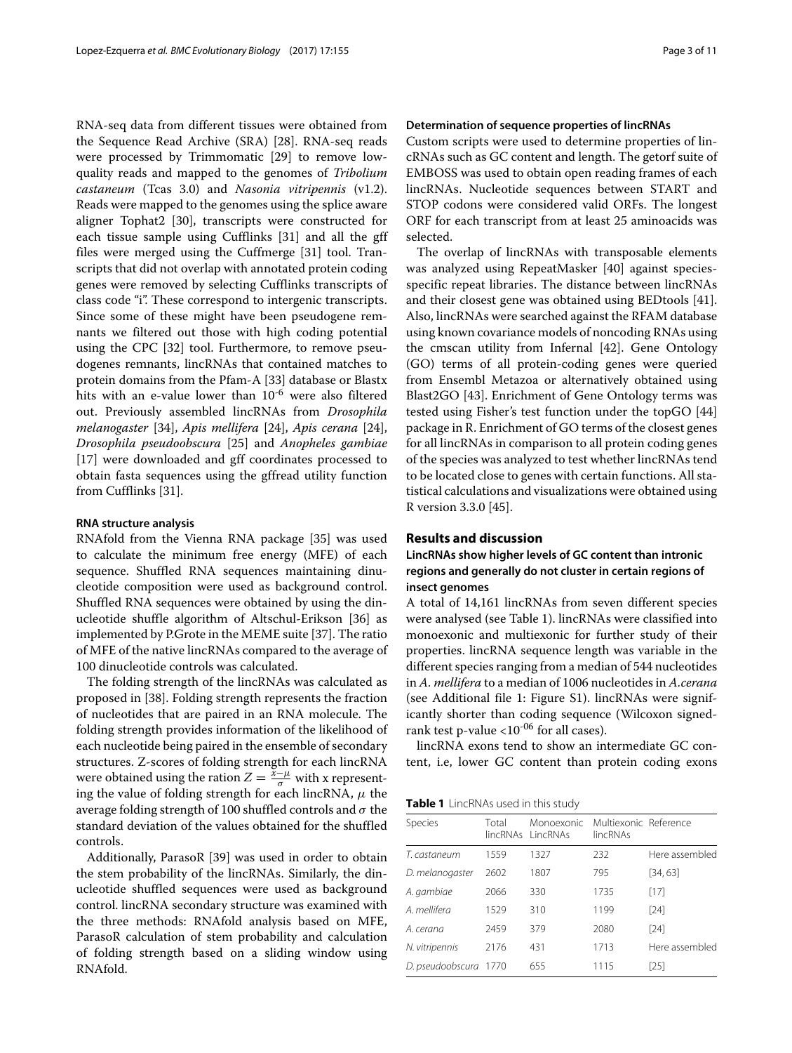RNA-seq data from different tissues were obtained from the Sequence Read Archive (SRA) [28]. RNA-seq reads were processed by Trimmomatic [29] to remove low-quality reads and mapped to the genomes of *Tribolium castaneum* (Tcas 3.0) and *Nasonia vitripennis* (v1.2). Reads were mapped to the genomes using the splice aware aligner Tophat2 [30], transcripts were constructed for each tissue sample using Cufflinks [31] and all the gff files were merged using the Cuffmerge [31] tool. Transcripts that did not overlap with annotated protein coding genes were removed by selecting Cufflinks transcripts of class code "i". These correspond to intergenic transcripts. Since some of these might have been pseudogene remnants we filtered out those with high coding potential using the CPC [32] tool. Furthermore, to remove pseudogenes remnants, lincRNAs that contained matches to protein domains from the Pfam-A [33] database or Blastx hits with an e-value lower than $10^{-6}$ were also filtered out. Previously assembled lincRNAs from *Drosophila melanogaster* [34], *Apis mellifera* [24], *Apis cerana* [24], *Drosophila pseudoobscura* [25] and *Anopheles gambiae* [17] were downloaded and gff coordinates processed to obtain fasta sequences using the gffread utility function from Cufflinks [31].

#### RNA structure analysis

RNAfold from the Vienna RNA package [35] was used to calculate the minimum free energy (MFE) of each sequence. Shuffled RNA sequences maintaining dinucleotide composition were used as background control. Shuffled RNA sequences were obtained by using the dinucleotide shuffle algorithm of Altschul-Erikson [36] as implemented by P.Grote in the MEME suite [37]. The ratio of MFE of the native lincRNAs compared to the average of 100 dinucleotide controls was calculated.

The folding strength of the lincRNAs was calculated as proposed in [38]. Folding strength represents the fraction of nucleotides that are paired in an RNA molecule. The folding strength provides information of the likelihood of each nucleotide being paired in the ensemble of secondary structures. Z-scores of folding strength for each lincRNA were obtained using the ration $Z = \frac{x-\mu}{\sigma}$ with x representing the value of folding strength for each lincRNA, $\mu$ the average folding strength of 100 shuffled controls and $\sigma$ the standard deviation of the values obtained for the shuffled controls.

Additionally, ParasoR [39] was used in order to obtain the stem probability of the lincRNAs. Similarly, the dinucleotide shuffled sequences were used as background control. lincRNA secondary structure was examined with the three methods: RNAfold analysis based on MFE, ParasoR calculation of stem probability and calculation of folding strength based on a sliding window using RNAfold.

#### Determination of sequence properties of lincRNAs

Custom scripts were used to determine properties of lincRNAs such as GC content and length. The getorf suite of EMBOSS was used to obtain open reading frames of each lincRNAs. Nucleotide sequences between START and STOP codons were considered valid ORFs. The longest ORF for each transcript from at least 25 aminoacids was selected.

The overlap of lincRNAs with transposable elements was analyzed using RepeatMasker [40] against species-specific repeat libraries. The distance between lincRNAs and their closest gene was obtained using BEDtools [41]. Also, lincRNAs were searched against the RFAM database using known covariance models of noncoding RNAs using the cmscan utility from Infernal [42]. Gene Ontology (GO) terms of all protein-coding genes were queried from Ensembl Metazoa or alternatively obtained using Blast2GO [43]. Enrichment of Gene Ontology terms was tested using Fisher's test function under the topGO [44] package in R. Enrichment of GO terms of the closest genes for all lincRNAs in comparison to all protein coding genes of the species was analyzed to test whether lincRNAs tend to be located close to genes with certain functions. All statistical calculations and visualizations were obtained using R version 3.3.0 [45].

## Results and discussion

### LincRNAs show higher levels of GC content than intronic regions and generally do not cluster in certain regions of insect genomes

A total of 14,161 lincRNAs from seven different species were analysed (see Table 1). lincRNAs were classified into monoexonic and multiexonic for further study of their properties. lincRNA sequence length was variable in the different species ranging from a median of 544 nucleotides in *A. mellifera* to a median of 1006 nucleotides in *A.cerana* (see Additional file 1: Figure S1). lincRNAs were significantly shorter than coding sequence (Wilcoxon signed-rank test p-value $<10^{-06}$ for all cases).

lincRNA exons tend to show an intermediate GC content, i.e, lower GC content than protein coding exons

**Table 1** LincRNAs used in this study

| Species | Total lincRNAs | Monoexonic LincRNAs | Multiexonic lincRNAs | Reference |
|---|---|---|---|---|
| *T. castaneum* | 1559 | 1327 | 232 | Here assembled |
| *D. melanogaster* | 2602 | 1807 | 795 | [34, 63] |
| *A. gambiae* | 2066 | 330 | 1735 | [17] |
| *A. mellifera* | 1529 | 310 | 1199 | [24] |
| *A. cerana* | 2459 | 379 | 2080 | [24] |
| *N. vitripennis* | 2176 | 431 | 1713 | Here assembled |
| *D. pseudoobscura* | 1770 | 655 | 1115 | [25] |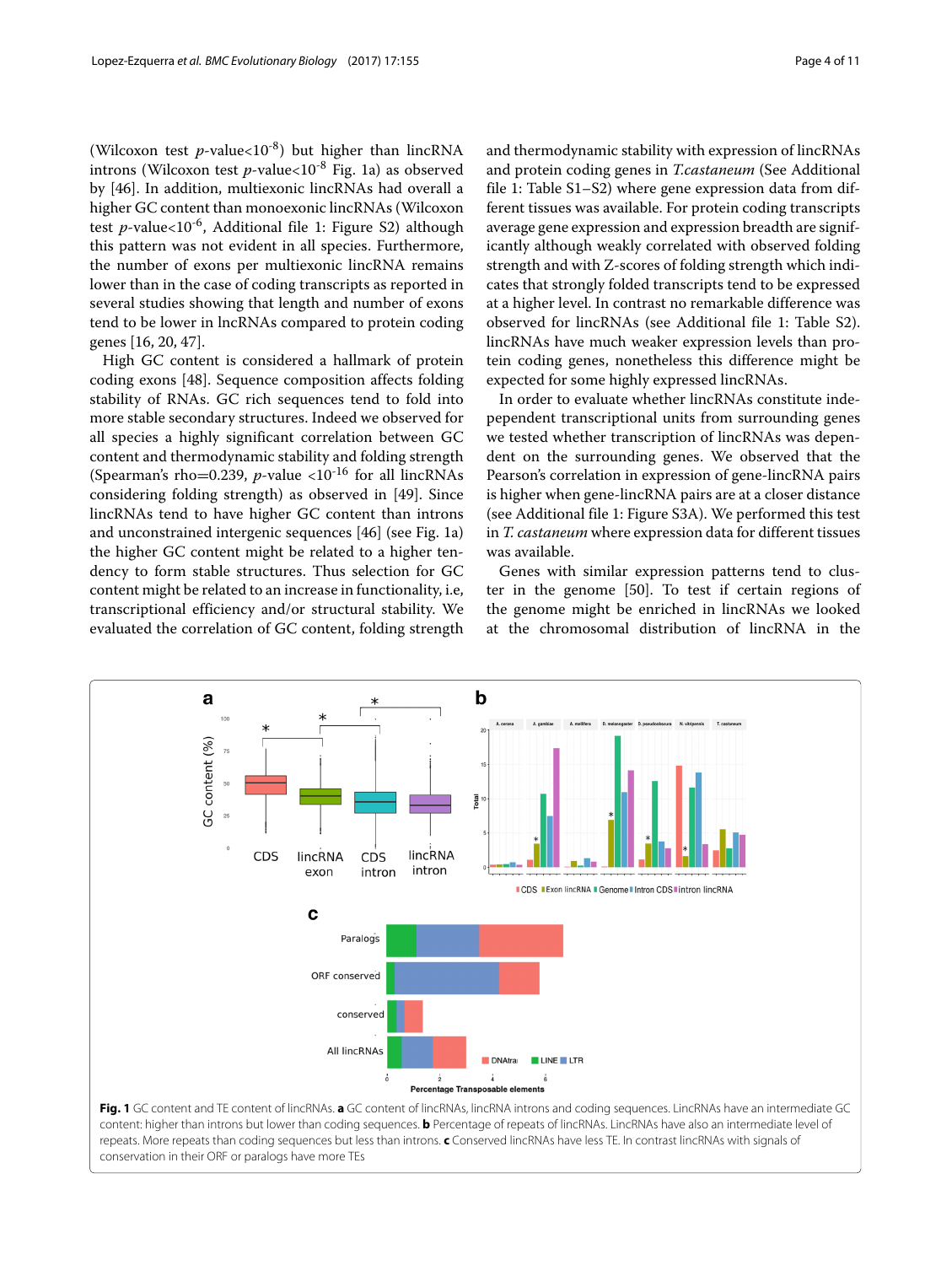(Wilcoxon test $p$-value$<10^{-8}$) but higher than lincRNA introns (Wilcoxon test $p$-value$<10^{-8}$ Fig. 1a) as observed by [46]. In addition, multiexonic lincRNAs had overall a higher GC content than monoexonic lincRNAs (Wilcoxon test $p$-value$<10^{-6}$, Additional file 1: Figure S2) although this pattern was not evident in all species. Furthermore, the number of exons per multiexonic lincRNA remains lower than in the case of coding transcripts as reported in several studies showing that length and number of exons tend to be lower in lncRNAs compared to protein coding genes [16, 20, 47].

High GC content is considered a hallmark of protein coding exons [48]. Sequence composition affects folding stability of RNAs. GC rich sequences tend to fold into more stable secondary structures. Indeed we observed for all species a highly significant correlation between GC content and thermodynamic stability and folding strength (Spearman's rho=0.239, $p$-value $<10^{-16}$ for all lincRNAs considering folding strength) as observed in [49]. Since lincRNAs tend to have higher GC content than introns and unconstrained intergenic sequences [46] (see Fig. 1a) the higher GC content might be related to a higher tendency to form stable structures. Thus selection for GC content might be related to an increase in functionality, i.e, transcriptional efficiency and/or structural stability. We evaluated the correlation of GC content, folding strength and thermodynamic stability with expression of lincRNAs and protein coding genes in *T.castaneum* (See Additional file 1: Table S1–S2) where gene expression data from different tissues was available. For protein coding transcripts average gene expression and expression breadth are significantly although weakly correlated with observed folding strength and with Z-scores of folding strength which indicates that strongly folded transcripts tend to be expressed at a higher level. In contrast no remarkable difference was observed for lincRNAs (see Additional file 1: Table S2). lincRNAs have much weaker expression levels than protein coding genes, nonetheless this difference might be expected for some highly expressed lincRNAs.

In order to evaluate whether lincRNAs constitute indepependent transcriptional units from surrounding genes we tested whether transcription of lincRNAs was dependent on the surrounding genes. We observed that the Pearson's correlation in expression of gene-lincRNA pairs is higher when gene-lincRNA pairs are at a closer distance (see Additional file 1: Figure S3A). We performed this test in *T. castaneum* where expression data for different tissues was available.

Genes with similar expression patterns tend to cluster in the genome [50]. To test if certain regions of the genome might be enriched in lincRNAs we looked at the chromosomal distribution of lincRNA in the

**Fig. 1** GC content and TE content of lincRNAs. **a** GC content of lincRNAs, lincRNA introns and coding sequences. LincRNAs have an intermediate GC content: higher than introns but lower than coding sequences. **b** Percentage of repeats of lincRNAs. LincRNAs have also an intermediate level of repeats. More repeats than coding sequences but less than introns. **c** Conserved lincRNAs have less TE. In contrast lincRNAs with signals of conservation in their ORF or paralogs have more TEs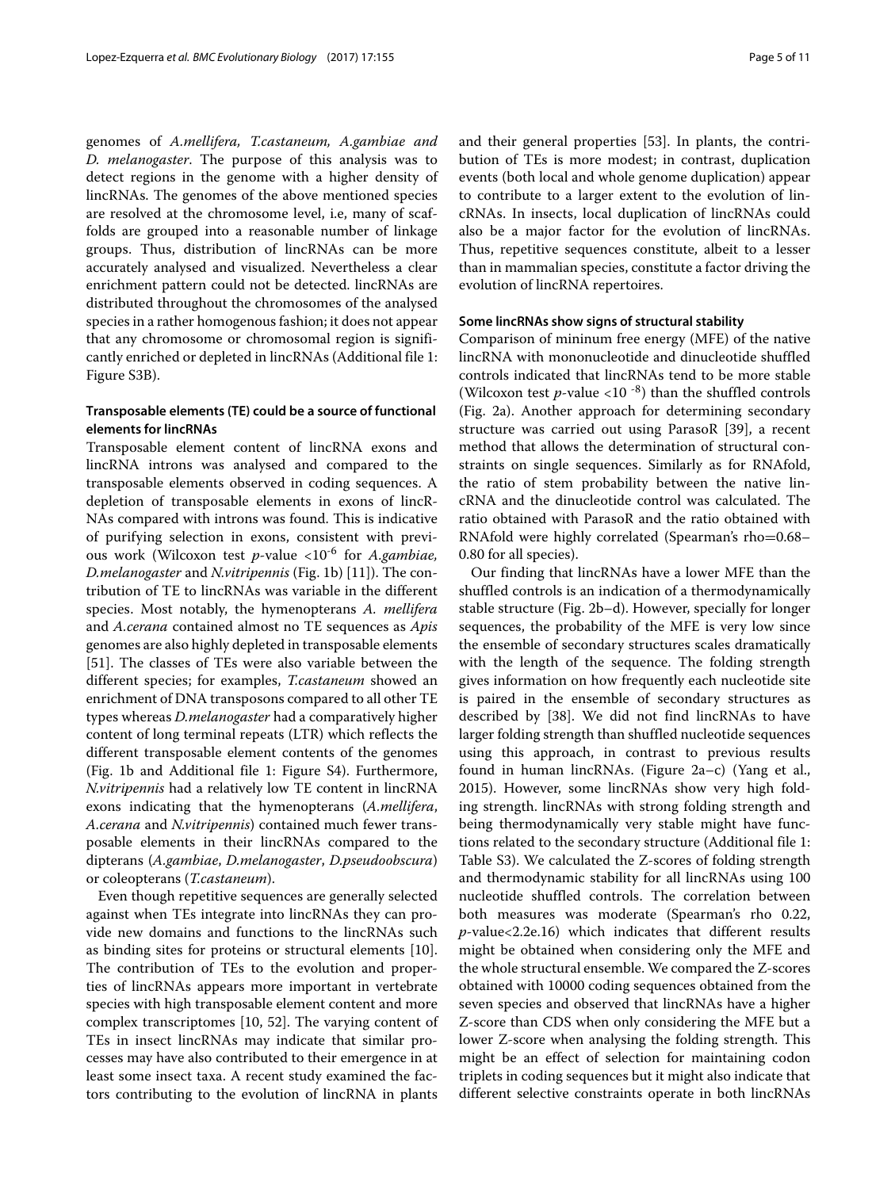genomes of *A.mellifera, T.castaneum, A.gambiae and D. melanogaster*. The purpose of this analysis was to detect regions in the genome with a higher density of lincRNAs. The genomes of the above mentioned species are resolved at the chromosome level, i.e, many of scaffolds are grouped into a reasonable number of linkage groups. Thus, distribution of lincRNAs can be more accurately analysed and visualized. Nevertheless a clear enrichment pattern could not be detected. lincRNAs are distributed throughout the chromosomes of the analysed species in a rather homogenous fashion; it does not appear that any chromosome or chromosomal region is significantly enriched or depleted in lincRNAs (Additional file 1: Figure S3B).

### Transposable elements (TE) could be a source of functional elements for lincRNAs

Transposable element content of lincRNA exons and lincRNA introns was analysed and compared to the transposable elements observed in coding sequences. A depletion of transposable elements in exons of lincRNAs compared with introns was found. This is indicative of purifying selection in exons, consistent with previous work (Wilcoxon test $p$-value $<10^{-6}$ for *A.gambiae, D.melanogaster* and *N.vitripennis* (Fig. 1b) [11]). The contribution of TE to lincRNAs was variable in the different species. Most notably, the hymenopterans *A. mellifera* and *A.cerana* contained almost no TE sequences as *Apis* genomes are also highly depleted in transposable elements [51]. The classes of TEs were also variable between the different species; for examples, *T.castaneum* showed an enrichment of DNA transposons compared to all other TE types whereas *D.melanogaster* had a comparatively higher content of long terminal repeats (LTR) which reflects the different transposable element contents of the genomes (Fig. 1b and Additional file 1: Figure S4). Furthermore, *N.vitripennis* had a relatively low TE content in lincRNA exons indicating that the hymenopterans (*A.mellifera*, *A.cerana* and *N.vitripennis*) contained much fewer transposable elements in their lincRNAs compared to the dipterans (*A.gambiae*, *D.melanogaster*, *D.pseudoobscura*) or coleopterans (*T.castaneum*).

Even though repetitive sequences are generally selected against when TEs integrate into lincRNAs they can provide new domains and functions to the lincRNAs such as binding sites for proteins or structural elements [10]. The contribution of TEs to the evolution and properties of lincRNAs appears more important in vertebrate species with high transposable element content and more complex transcriptomes [10, 52]. The varying content of TEs in insect lincRNAs may indicate that similar processes may have also contributed to their emergence in at least some insect taxa. A recent study examined the factors contributing to the evolution of lincRNA in plants and their general properties [53]. In plants, the contribution of TEs is more modest; in contrast, duplication events (both local and whole genome duplication) appear to contribute to a larger extent to the evolution of lincRNAs. In insects, local duplication of lincRNAs could also be a major factor for the evolution of lincRNAs. Thus, repetitive sequences constitute, albeit to a lesser than in mammalian species, constitute a factor driving the evolution of lincRNA repertoires.

### Some lincRNAs show signs of structural stability

Comparison of mininum free energy (MFE) of the native lincRNA with mononucleotide and dinucleotide shuffled controls indicated that lincRNAs tend to be more stable (Wilcoxon test $p$-value $<10^{-8}$) than the shuffled controls (Fig. 2a). Another approach for determining secondary structure was carried out using ParasoR [39], a recent method that allows the determination of structural constraints on single sequences. Similarly as for RNAfold, the ratio of stem probability between the native lincRNA and the dinucleotide control was calculated. The ratio obtained with ParasoR and the ratio obtained with RNAfold were highly correlated (Spearman's rho=0.68–0.80 for all species).

Our finding that lincRNAs have a lower MFE than the shuffled controls is an indication of a thermodynamically stable structure (Fig. 2b–d). However, specially for longer sequences, the probability of the MFE is very low since the ensemble of secondary structures scales dramatically with the length of the sequence. The folding strength gives information on how frequently each nucleotide site is paired in the ensemble of secondary structures as described by [38]. We did not find lincRNAs to have larger folding strength than shuffled nucleotide sequences using this approach, in contrast to previous results found in human lincRNAs. (Figure 2a–c) (Yang et al., 2015). However, some lincRNAs show very high folding strength. lincRNAs with strong folding strength and being thermodynamically very stable might have functions related to the secondary structure (Additional file 1: Table S3). We calculated the Z-scores of folding strength and thermodynamic stability for all lincRNAs using 100 nucleotide shuffled controls. The correlation between both measures was moderate (Spearman's rho 0.22, $p$-value<2.2e.16) which indicates that different results might be obtained when considering only the MFE and the whole structural ensemble. We compared the Z-scores obtained with 10000 coding sequences obtained from the seven species and observed that lincRNAs have a higher Z-score than CDS when only considering the MFE but a lower Z-score when analysing the folding strength. This might be an effect of selection for maintaining codon triplets in coding sequences but it might also indicate that different selective constraints operate in both lincRNAs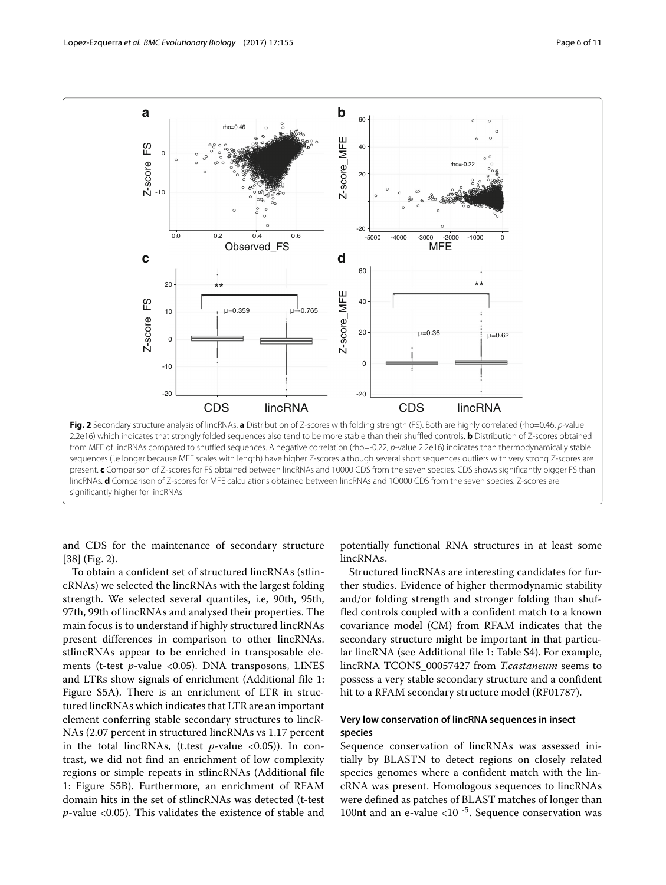**Fig. 2** Secondary structure analysis of lincRNAs. **a** Distribution of Z-scores with folding strength (FS). Both are highly correlated (rho=0.46, *p*-value 2.2e16) which indicates that strongly folded sequences also tend to be more stable than their shuffled controls. **b** Distribution of Z-scores obtained from MFE of lincRNAs compared to shuffled sequences. A negative correlation (rho=-0.22, *p*-value 2.2e16) indicates than thermodynamically stable sequences (i.e longer because MFE scales with length) have higher Z-scores although several short sequences outliers with very strong Z-scores are present. **c** Comparison of Z-scores for FS obtained between lincRNAs and 10000 CDS from the seven species. CDS shows significantly bigger FS than lincRNAs. **d** Comparison of Z-scores for MFE calculations obtained between lincRNAs and 1O000 CDS from the seven species. Z-scores are significantly higher for lincRNAs

and CDS for the maintenance of secondary structure [38] (Fig. 2).

To obtain a confident set of structured lincRNAs (stlincRNAs) we selected the lincRNAs with the largest folding strength. We selected several quantiles, i.e, 90th, 95th, 97th, 99th of lincRNAs and analysed their properties. The main focus is to understand if highly structured lincRNAs present differences in comparison to other lincRNAs. stlincRNAs appear to be enriched in transposable elements (t-test *p*-value <0.05). DNA transposons, LINES and LTRs show signals of enrichment (Additional file 1: Figure S5A). There is an enrichment of LTR in structured lincRNAs which indicates that LTR are an important element conferring stable secondary structures to lincRNAs (2.07 percent in structured lincRNAs vs 1.17 percent in the total lincRNAs, (t.test *p*-value <0.05)). In contrast, we did not find an enrichment of low complexity regions or simple repeats in stlincRNAs (Additional file 1: Figure S5B). Furthermore, an enrichment of RFAM domain hits in the set of stlincRNAs was detected (t-test *p*-value <0.05). This validates the existence of stable and potentially functional RNA structures in at least some lincRNAs.

Structured lincRNAs are interesting candidates for further studies. Evidence of higher thermodynamic stability and/or folding strength and stronger folding than shuffled controls coupled with a confident match to a known covariance model (CM) from RFAM indicates that the secondary structure might be important in that particular lincRNA (see Additional file 1: Table S4). For example, lincRNA TCONS_00057427 from *T.castaneum* seems to possess a very stable secondary structure and a confident hit to a RFAM secondary structure model (RF01787).

### Very low conservation of lincRNA sequences in insect species

Sequence conservation of lincRNAs was assessed initially by BLASTN to detect regions on closely related species genomes where a confident match with the lincRNA was present. Homologous sequences to lincRNAs were defined as patches of BLAST matches of longer than 100nt and an e-value $<10^{-5}$. Sequence conservation was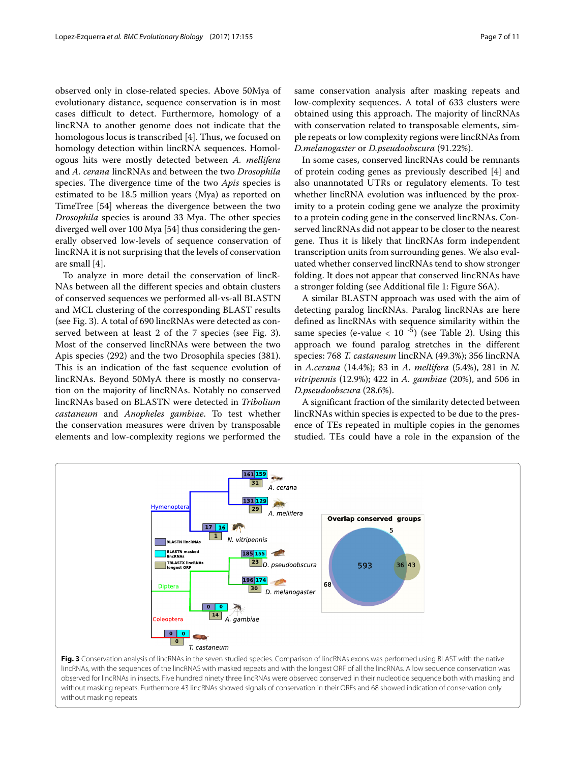observed only in close-related species. Above 50Mya of evolutionary distance, sequence conservation is in most cases difficult to detect. Furthermore, homology of a lincRNA to another genome does not indicate that the homologous locus is transcribed [4]. Thus, we focused on homology detection within lincRNA sequences. Homologous hits were mostly detected between *A. mellifera* and *A. cerana* lincRNAs and between the two *Drosophila* species. The divergence time of the two *Apis* species is estimated to be 18.5 million years (Mya) as reported on TimeTree [54] whereas the divergence between the two *Drosophila* species is around 33 Mya. The other species diverged well over 100 Mya [54] thus considering the generally observed low-levels of sequence conservation of lincRNA it is not surprising that the levels of conservation are small [4].

To analyze in more detail the conservation of lincRNAs between all the different species and obtain clusters of conserved sequences we performed all-vs-all BLASTN and MCL clustering of the corresponding BLAST results (see Fig. 3). A total of 690 lincRNAs were detected as conserved between at least 2 of the 7 species (see Fig. 3). Most of the conserved lincRNAs were between the two Apis species (292) and the two Drosophila species (381). This is an indication of the fast sequence evolution of lincRNAs. Beyond 50MyA there is mostly no conservation on the majority of lincRNAs. Notably no conserved lincRNAs based on BLASTN were detected in *Tribolium castaneum* and *Anopheles gambiae*. To test whether the conservation measures were driven by transposable elements and low-complexity regions we performed the same conservation analysis after masking repeats and low-complexity sequences. A total of 633 clusters were obtained using this approach. The majority of lincRNAs with conservation related to transposable elements, simple repeats or low complexity regions were lincRNAs from *D.melanogaster* or *D.pseudoobscura* (91.22%).

In some cases, conserved lincRNAs could be remnants of protein coding genes as previously described [4] and also unannotated UTRs or regulatory elements. To test whether lincRNA evolution was influenced by the proximity to a protein coding gene we analyze the proximity to a protein coding gene in the conserved lincRNAs. Conserved lincRNAs did not appear to be closer to the nearest gene. Thus it is likely that lincRNAs form independent transcription units from surrounding genes. We also evaluated whether conserved lincRNAs tend to show stronger folding. It does not appear that conserved lincRNAs have a stronger folding (see Additional file 1: Figure S6A).

A similar BLASTN approach was used with the aim of detecting paralog lincRNAs. Paralog lincRNAs are here defined as lincRNAs with sequence similarity within the same species (e-value $< 10^{-5}$) (see Table 2). Using this approach we found paralog stretches in the different species: 768 *T. castaneum* lincRNA (49.3%); 356 lincRNA in *A.cerana* (14.4%); 83 in *A. mellifera* (5.4%), 281 in *N. vitripennis* (12.9%); 422 in *A. gambiae* (20%), and 506 in *D.pseudoobscura* (28.6%).

A significant fraction of the similarity detected between lincRNAs within species is expected to be due to the presence of TEs repeated in multiple copies in the genomes studied. TEs could have a role in the expansion of the

**Fig. 3** Conservation analysis of lincRNAs in the seven studied species. Comparison of lincRNAs exons was performed using BLAST with the native lincRNAs, with the sequences of the lincRNAS with masked repeats and with the longest ORF of all the lincRNAs. A low sequence conservation was observed for lincRNAs in insects. Five hundred ninety three lincRNAs were observed conserved in their nucleotide sequence both with masking and without masking repeats. Furthermore 43 lincRNAs showed signals of conservation in their ORFs and 68 showed indication of conservation only without masking repeats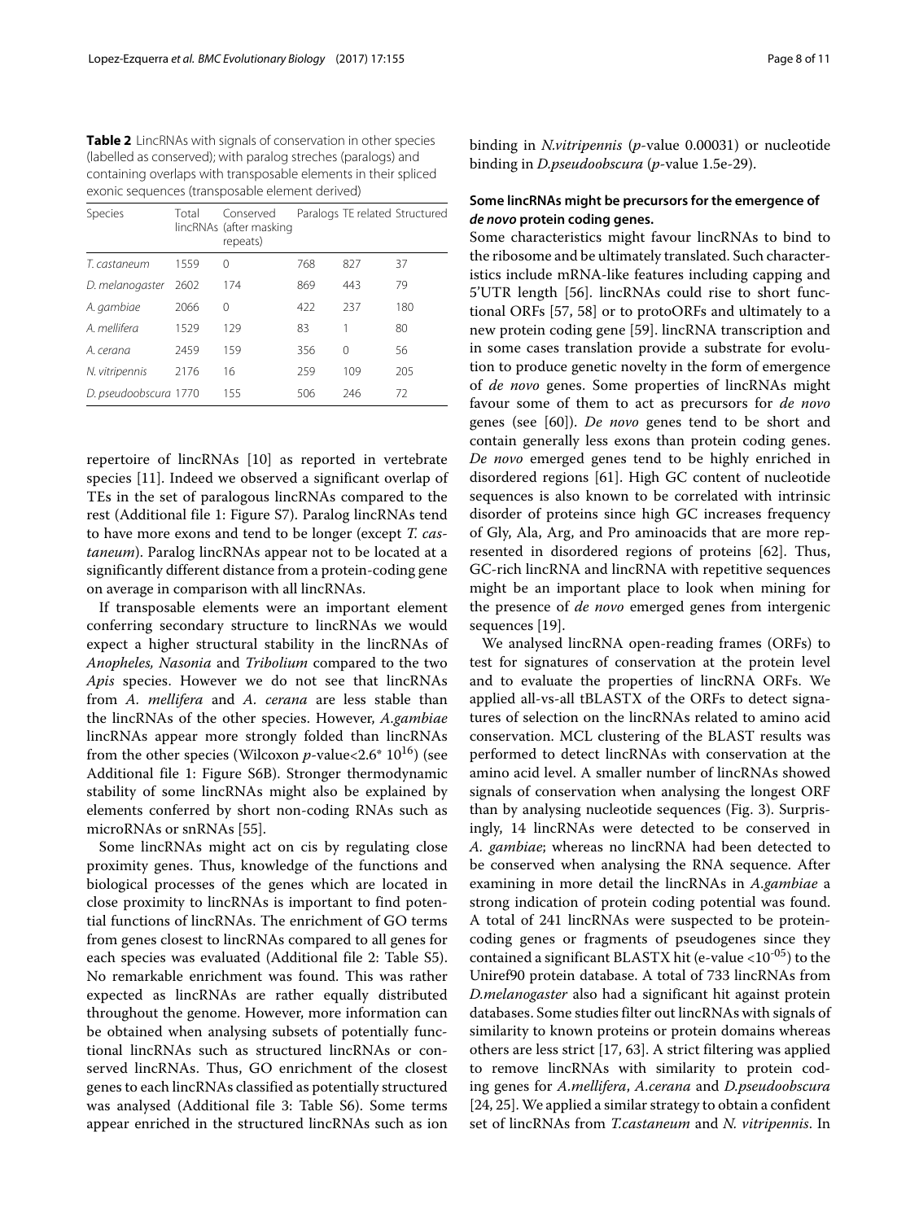**Table 2** LincRNAs with signals of conservation in other species (labelled as conserved); with paralog streches (paralogs) and containing overlaps with transposable elements in their spliced exonic sequences (transposable element derived)

| Species | Total lincRNAs | Conserved (after masking repeats) | Paralogs | TE related | Structured |
|---|---|---|---|---|---|
| *T. castaneum* | 1559 | 0 | 768 | 827 | 37 |
| *D. melanogaster* | 2602 | 174 | 869 | 443 | 79 |
| *A. gambiae* | 2066 | 0 | 422 | 237 | 180 |
| *A. mellifera* | 1529 | 129 | 83 | 1 | 80 |
| *A. cerana* | 2459 | 159 | 356 | 0 | 56 |
| *N. vitripennis* | 2176 | 16 | 259 | 109 | 205 |
| *D. pseudoobscura* | 1770 | 155 | 506 | 246 | 72 |

repertoire of lincRNAs [10] as reported in vertebrate species [11]. Indeed we observed a significant overlap of TEs in the set of paralogous lincRNAs compared to the rest (Additional file 1: Figure S7). Paralog lincRNAs tend to have more exons and tend to be longer (except *T. castaneum*). Paralog lincRNAs appear not to be located at a significantly different distance from a protein-coding gene on average in comparison with all lincRNAs.

If transposable elements were an important element conferring secondary structure to lincRNAs we would expect a higher structural stability in the lincRNAs of *Anopheles, Nasonia* and *Tribolium* compared to the two *Apis* species. However we do not see that lincRNAs from *A. mellifera* and *A. cerana* are less stable than the lincRNAs of the other species. However, *A.gambiae* lincRNAs appear more strongly folded than lincRNAs from the other species (Wilcoxon $p$-value$<2.6^{*}\ 10^{16}$) (see Additional file 1: Figure S6B). Stronger thermodynamic stability of some lincRNAs might also be explained by elements conferred by short non-coding RNAs such as microRNAs or snRNAs [55].

Some lincRNAs might act on cis by regulating close proximity genes. Thus, knowledge of the functions and biological processes of the genes which are located in close proximity to lincRNAs is important to find potential functions of lincRNAs. The enrichment of GO terms from genes closest to lincRNAs compared to all genes for each species was evaluated (Additional file 2: Table S5). No remarkable enrichment was found. This was rather expected as lincRNAs are rather equally distributed throughout the genome. However, more information can be obtained when analysing subsets of potentially functional lincRNAs such as structured lincRNAs or conserved lincRNAs. Thus, GO enrichment of the closest genes to each lincRNAs classified as potentially structured was analysed (Additional file 3: Table S6). Some terms appear enriched in the structured lincRNAs such as ion binding in *N.vitripennis* ($p$-value 0.00031) or nucleotide binding in *D.pseudoobscura* ($p$-value 1.5e-29).

### Some lincRNAs might be precursors for the emergence of *de novo* protein coding genes.

Some characteristics might favour lincRNAs to bind to the ribosome and be ultimately translated. Such characteristics include mRNA-like features including capping and 5'UTR length [56]. lincRNAs could rise to short functional ORFs [57, 58] or to protoORFs and ultimately to a new protein coding gene [59]. lincRNA transcription and in some cases translation provide a substrate for evolution to produce genetic novelty in the form of emergence of *de novo* genes. Some properties of lincRNAs might favour some of them to act as precursors for *de novo* genes (see [60]). *De novo* genes tend to be short and contain generally less exons than protein coding genes. *De novo* emerged genes tend to be highly enriched in disordered regions [61]. High GC content of nucleotide sequences is also known to be correlated with intrinsic disorder of proteins since high GC increases frequency of Gly, Ala, Arg, and Pro aminoacids that are more represented in disordered regions of proteins [62]. Thus, GC-rich lincRNA and lincRNA with repetitive sequences might be an important place to look when mining for the presence of *de novo* emerged genes from intergenic sequences [19].

We analysed lincRNA open-reading frames (ORFs) to test for signatures of conservation at the protein level and to evaluate the properties of lincRNA ORFs. We applied all-vs-all tBLASTX of the ORFs to detect signatures of selection on the lincRNAs related to amino acid conservation. MCL clustering of the BLAST results was performed to detect lincRNAs with conservation at the amino acid level. A smaller number of lincRNAs showed signals of conservation when analysing the longest ORF than by analysing nucleotide sequences (Fig. 3). Surprisingly, 14 lincRNAs were detected to be conserved in *A. gambiae*; whereas no lincRNA had been detected to be conserved when analysing the RNA sequence. After examining in more detail the lincRNAs in *A.gambiae* a strong indication of protein coding potential was found. A total of 241 lincRNAs were suspected to be protein-coding genes or fragments of pseudogenes since they contained a significant BLASTX hit (e-value $<10^{-05}$) to the Uniref90 protein database. A total of 733 lincRNAs from *D.melanogaster* also had a significant hit against protein databases. Some studies filter out lincRNAs with signals of similarity to known proteins or protein domains whereas others are less strict [17, 63]. A strict filtering was applied to remove lincRNAs with similarity to protein coding genes for *A.mellifera*, *A.cerana* and *D.pseudoobscura* [24, 25]. We applied a similar strategy to obtain a confident set of lincRNAs from *T.castaneum* and *N. vitripennis*. In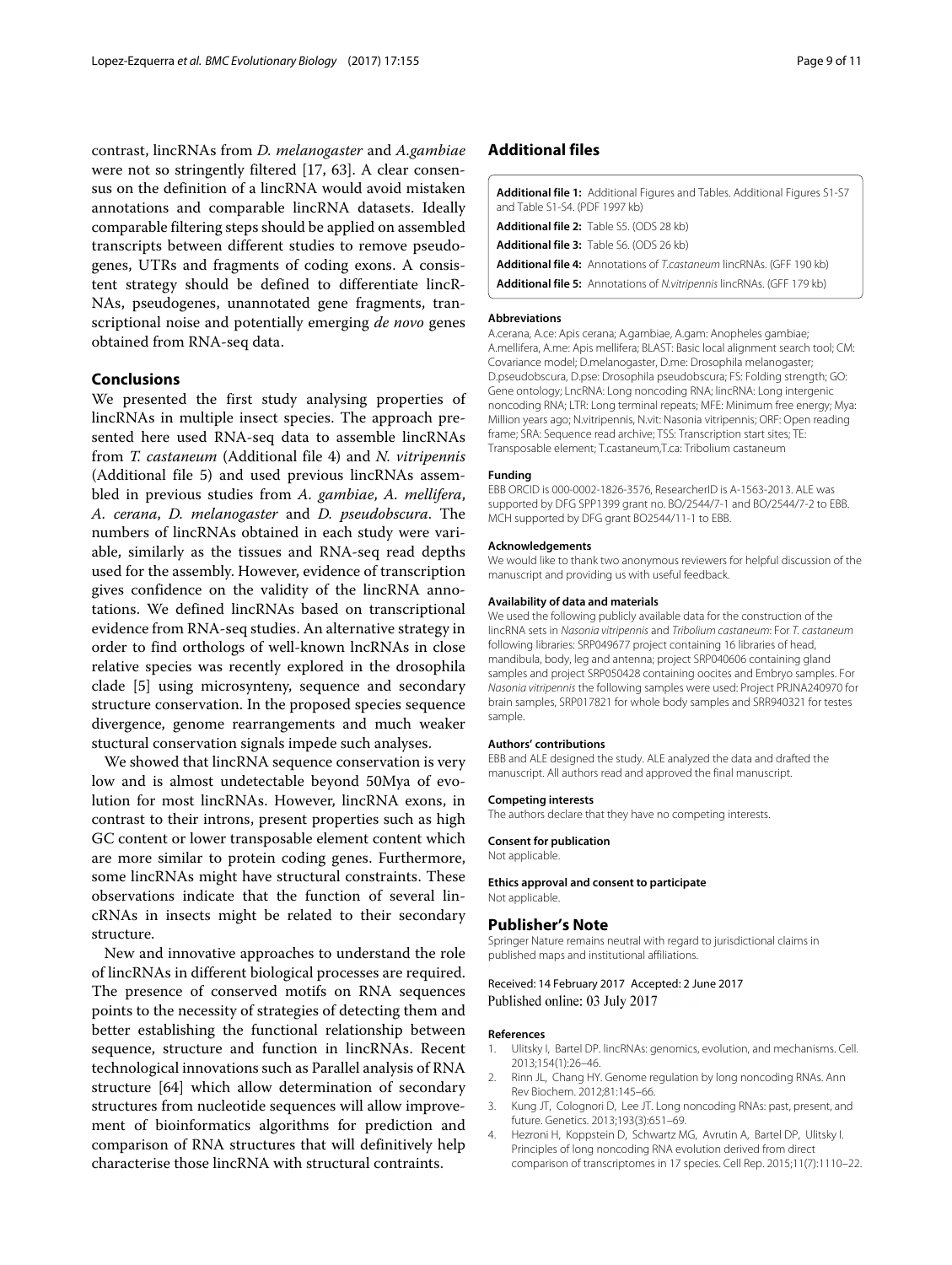contrast, lincRNAs from *D. melanogaster* and *A.gambiae* were not so stringently filtered [17, 63]. A clear consensus on the definition of a lincRNA would avoid mistaken annotations and comparable lincRNA datasets. Ideally comparable filtering steps should be applied on assembled transcripts between different studies to remove pseudogenes, UTRs and fragments of coding exons. A consistent strategy should be defined to differentiate lincRNAs, pseudogenes, unannotated gene fragments, transcriptional noise and potentially emerging *de novo* genes obtained from RNA-seq data.

## Conclusions

We presented the first study analysing properties of lincRNAs in multiple insect species. The approach presented here used RNA-seq data to assemble lincRNAs from *T. castaneum* (Additional file 4) and *N. vitripennis* (Additional file 5) and used previous lincRNAs assembled in previous studies from *A. gambiae*, *A. mellifera*, *A. cerana*, *D. melanogaster* and *D. pseudobscura*. The numbers of lincRNAs obtained in each study were variable, similarly as the tissues and RNA-seq read depths used for the assembly. However, evidence of transcription gives confidence on the validity of the lincRNA annotations. We defined lincRNAs based on transcriptional evidence from RNA-seq studies. An alternative strategy in order to find orthologs of well-known lncRNAs in close relative species was recently explored in the drosophila clade [5] using microsynteny, sequence and secondary structure conservation. In the proposed species sequence divergence, genome rearrangements and much weaker stuctural conservation signals impede such analyses.

We showed that lincRNA sequence conservation is very low and is almost undetectable beyond 50Mya of evolution for most lincRNAs. However, lincRNA exons, in contrast to their introns, present properties such as high GC content or lower transposable element content which are more similar to protein coding genes. Furthermore, some lincRNAs might have structural constraints. These observations indicate that the function of several lincRNAs in insects might be related to their secondary structure.

New and innovative approaches to understand the role of lincRNAs in different biological processes are required. The presence of conserved motifs on RNA sequences points to the necessity of strategies of detecting them and better establishing the functional relationship between sequence, structure and function in lincRNAs. Recent technological innovations such as Parallel analysis of RNA structure [64] which allow determination of secondary structures from nucleotide sequences will allow improvement of bioinformatics algorithms for prediction and comparison of RNA structures that will definitively help characterise those lincRNA with structural contraints.

## Additional files

**Additional file 1:** Additional Figures and Tables. Additional Figures S1-S7 and Table S1-S4. (PDF 1997 kb)

**Additional file 2:** Table S5. (ODS 28 kb)

**Additional file 3:** Table S6. (ODS 26 kb)

**Additional file 4:** Annotations of *T.castaneum* lincRNAs. (GFF 190 kb)

**Additional file 5:** Annotations of *N.vitripennis* lincRNAs. (GFF 179 kb)

#### Abbreviations

A.cerana, A.ce: Apis cerana; A.gambiae, A.gam: Anopheles gambiae; A.mellifera, A.me: Apis mellifera; BLAST: Basic local alignment search tool; CM: Covariance model; D.melanogaster, D.me: Drosophila melanogaster; D.pseudobscura, D.pse: Drosophila pseudobscura; FS: Folding strength; GO: Gene ontology; LncRNA: Long noncoding RNA; lincRNA: Long intergenic noncoding RNA; LTR: Long terminal repeats; MFE: Minimum free energy; Mya: Million years ago; N.vitripennis, N.vit: Nasonia vitripennis; ORF: Open reading frame; SRA: Sequence read archive; TSS: Transcription start sites; TE: Transposable element; T.castaneum,T.ca: Tribolium castaneum

#### Funding

EBB ORCID is 000-0002-1826-3576, ResearcherID is A-1563-2013. ALE was supported by DFG SPP1399 grant no. BO/2544/7-1 and BO/2544/7-2 to EBB. MCH supported by DFG grant BO2544/11-1 to EBB.

#### Acknowledgements

We would like to thank two anonymous reviewers for helpful discussion of the manuscript and providing us with useful feedback.

#### Availability of data and materials

We used the following publicly available data for the construction of the lincRNA sets in *Nasonia vitripennis* and *Tribolium castaneum*: For *T. castaneum* following libraries: SRP049677 project containing 16 libraries of head, mandibula, body, leg and antenna; project SRP040606 containing gland samples and project SRP050428 containing oocites and Embryo samples. For *Nasonia vitripennis* the following samples were used: Project PRJNA240970 for brain samples, SRP017821 for whole body samples and SRR940321 for testes sample.

#### Authors' contributions

EBB and ALE designed the study. ALE analyzed the data and drafted the manuscript. All authors read and approved the final manuscript.

#### Competing interests

The authors declare that they have no competing interests.

#### Consent for publication

Not applicable.

#### Ethics approval and consent to participate

Not applicable.

## Publisher's Note

Springer Nature remains neutral with regard to jurisdictional claims in published maps and institutional affiliations.

Received: 14 February 2017 Accepted: 2 June 2017
Published online: 03 July 2017

#### References

1. Ulitsky I, Bartel DP. lincRNAs: genomics, evolution, and mechanisms. Cell. 2013;154(1):26–46.
2. Rinn JL, Chang HY. Genome regulation by long noncoding RNAs. Ann Rev Biochem. 2012;81:145–66.
3. Kung JT, Colognori D, Lee JT. Long noncoding RNAs: past, present, and future. Genetics. 2013;193(3):651–69.
4. Hezroni H, Koppstein D, Schwartz MG, Avrutin A, Bartel DP, Ulitsky I. Principles of long noncoding RNA evolution derived from direct comparison of transcriptomes in 17 species. Cell Rep. 2015;11(7):1110–22.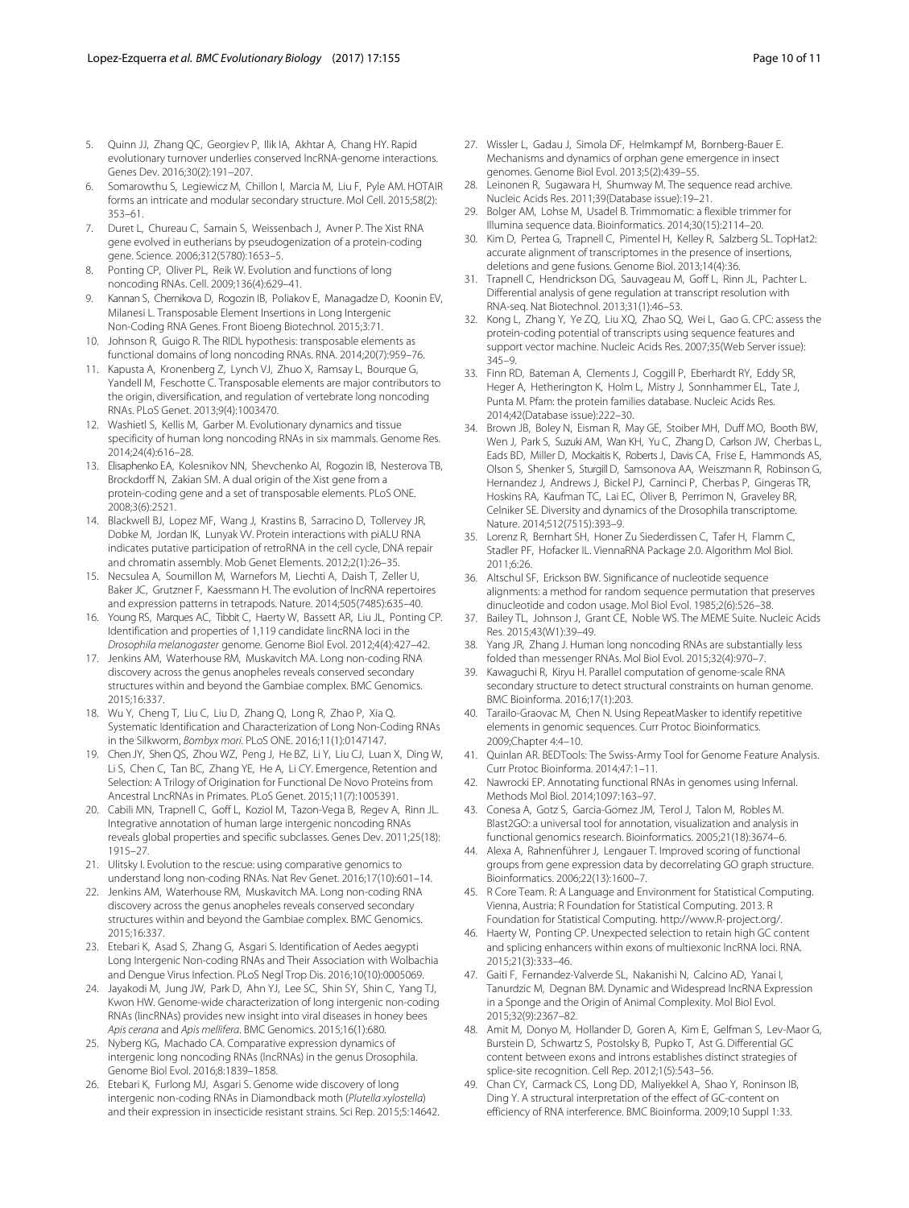5. Quinn JJ, Zhang QC, Georgiev P, Ilik IA, Akhtar A, Chang HY. Rapid evolutionary turnover underlies conserved lncRNA-genome interactions. Genes Dev. 2016;30(2):191–207.
6. Somarowthu S, Legiewicz M, Chillon I, Marcia M, Liu F, Pyle AM. HOTAIR forms an intricate and modular secondary structure. Mol Cell. 2015;58(2): 353–61.
7. Duret L, Chureau C, Samain S, Weissenbach J, Avner P. The Xist RNA gene evolved in eutherians by pseudogenization of a protein-coding gene. Science. 2006;312(5780):1653–5.
8. Ponting CP, Oliver PL, Reik W. Evolution and functions of long noncoding RNAs. Cell. 2009;136(4):629–41.
9. Kannan S, Chernikova D, Rogozin IB, Poliakov E, Managadze D, Koonin EV, Milanesi L. Transposable Element Insertions in Long Intergenic Non-Coding RNA Genes. Front Bioeng Biotechnol. 2015;3:71.
10. Johnson R, Guigo R. The RIDL hypothesis: transposable elements as functional domains of long noncoding RNAs. RNA. 2014;20(7):959–76.
11. Kapusta A, Kronenberg Z, Lynch VJ, Zhuo X, Ramsay L, Bourque G, Yandell M, Feschotte C. Transposable elements are major contributors to the origin, diversification, and regulation of vertebrate long noncoding RNAs. PLoS Genet. 2013;9(4):1003470.
12. Washietl S, Kellis M, Garber M. Evolutionary dynamics and tissue specificity of human long noncoding RNAs in six mammals. Genome Res. 2014;24(4):616–28.
13. Elisaphenko EA, Kolesnikov NN, Shevchenko AI, Rogozin IB, Nesterova TB, Brockdorff N, Zakian SM. A dual origin of the Xist gene from a protein-coding gene and a set of transposable elements. PLoS ONE. 2008;3(6):2521.
14. Blackwell BJ, Lopez MF, Wang J, Krastins B, Sarracino D, Tollervey JR, Dobke M, Jordan IK, Lunyak VV. Protein interactions with piALU RNA indicates putative participation of retroRNA in the cell cycle, DNA repair and chromatin assembly. Mob Genet Elements. 2012;2(1):26–35.
15. Necsulea A, Soumillon M, Warnefors M, Liechti A, Daish T, Zeller U, Baker JC, Grutzner F, Kaessmann H. The evolution of lncRNA repertoires and expression patterns in tetrapods. Nature. 2014;505(7485):635–40.
16. Young RS, Marques AC, Tibbit C, Haerty W, Bassett AR, Liu JL, Ponting CP. Identification and properties of 1,119 candidate lincRNA loci in the *Drosophila melanogaster* genome. Genome Biol Evol. 2012;4(4):427–42.
17. Jenkins AM, Waterhouse RM, Muskavitch MA. Long non-coding RNA discovery across the genus anopheles reveals conserved secondary structures within and beyond the Gambiae complex. BMC Genomics. 2015;16:337.
18. Wu Y, Cheng T, Liu C, Liu D, Zhang Q, Long R, Zhao P, Xia Q. Systematic Identification and Characterization of Long Non-Coding RNAs in the Silkworm, *Bombyx mori*. PLoS ONE. 2016;11(1):0147147.
19. Chen JY, Shen QS, Zhou WZ, Peng J, He BZ, Li Y, Liu CJ, Luan X, Ding W, Li S, Chen C, Tan BC, Zhang YE, He A, Li CY. Emergence, Retention and Selection: A Trilogy of Origination for Functional De Novo Proteins from Ancestral LncRNAs in Primates. PLoS Genet. 2015;11(7):1005391.
20. Cabili MN, Trapnell C, Goff L, Koziol M, Tazon-Vega B, Regev A, Rinn JL. Integrative annotation of human large intergenic noncoding RNAs reveals global properties and specific subclasses. Genes Dev. 2011;25(18): 1915–27.
21. Ulitsky I. Evolution to the rescue: using comparative genomics to understand long non-coding RNAs. Nat Rev Genet. 2016;17(10):601–14.
22. Jenkins AM, Waterhouse RM, Muskavitch MA. Long non-coding RNA discovery across the genus anopheles reveals conserved secondary structures within and beyond the Gambiae complex. BMC Genomics. 2015;16:337.
23. Etebari K, Asad S, Zhang G, Asgari S. Identification of Aedes aegypti Long Intergenic Non-coding RNAs and Their Association with Wolbachia and Dengue Virus Infection. PLoS Negl Trop Dis. 2016;10(10):0005069.
24. Jayakodi M, Jung JW, Park D, Ahn YJ, Lee SC, Shin SY, Shin C, Yang TJ, Kwon HW. Genome-wide characterization of long intergenic non-coding RNAs (lincRNAs) provides new insight into viral diseases in honey bees *Apis cerana* and *Apis mellifera*. BMC Genomics. 2015;16(1):680.
25. Nyberg KG, Machado CA. Comparative expression dynamics of intergenic long noncoding RNAs (lncRNAs) in the genus Drosophila. Genome Biol Evol. 2016;8:1839–1858.
26. Etebari K, Furlong MJ, Asgari S. Genome wide discovery of long intergenic non-coding RNAs in Diamondback moth (*Plutella xylostella*) and their expression in insecticide resistant strains. Sci Rep. 2015;5:14642.
27. Wissler L, Gadau J, Simola DF, Helmkampf M, Bornberg-Bauer E. Mechanisms and dynamics of orphan gene emergence in insect genomes. Genome Biol Evol. 2013;5(2):439–55.
28. Leinonen R, Sugawara H, Shumway M. The sequence read archive. Nucleic Acids Res. 2011;39(Database issue):19–21.
29. Bolger AM, Lohse M, Usadel B. Trimmomatic: a flexible trimmer for Illumina sequence data. Bioinformatics. 2014;30(15):2114–20.
30. Kim D, Pertea G, Trapnell C, Pimentel H, Kelley R, Salzberg SL. TopHat2: accurate alignment of transcriptomes in the presence of insertions, deletions and gene fusions. Genome Biol. 2013;14(4):36.
31. Trapnell C, Hendrickson DG, Sauvageau M, Goff L, Rinn JL, Pachter L. Differential analysis of gene regulation at transcript resolution with RNA-seq. Nat Biotechnol. 2013;31(1):46–53.
32. Kong L, Zhang Y, Ye ZQ, Liu XQ, Zhao SQ, Wei L, Gao G. CPC: assess the protein-coding potential of transcripts using sequence features and support vector machine. Nucleic Acids Res. 2007;35(Web Server issue): 345–9.
33. Finn RD, Bateman A, Clements J, Coggill P, Eberhardt RY, Eddy SR, Heger A, Hetherington K, Holm L, Mistry J, Sonnhammer EL, Tate J, Punta M. Pfam: the protein families database. Nucleic Acids Res. 2014;42(Database issue):222–30.
34. Brown JB, Boley N, Eisman R, May GE, Stoiber MH, Duff MO, Booth BW, Wen J, Park S, Suzuki AM, Wan KH, Yu C, Zhang D, Carlson JW, Cherbas L, Eads BD, Miller D, Mockaitis K, Roberts J, Davis CA, Frise E, Hammonds AS, Olson S, Shenker S, Sturgill D, Samsonova AA, Weiszmann R, Robinson G, Hernandez J, Andrews J, Bickel PJ, Carninci P, Cherbas P, Gingeras TR, Hoskins RA, Kaufman TC, Lai EC, Oliver B, Perrimon N, Graveley BR, Celniker SE. Diversity and dynamics of the Drosophila transcriptome. Nature. 2014;512(7515):393–9.
35. Lorenz R, Bernhart SH, Honer Zu Siederdissen C, Tafer H, Flamm C, Stadler PF, Hofacker IL. ViennaRNA Package 2.0. Algorithm Mol Biol. 2011;6:26.
36. Altschul SF, Erickson BW. Significance of nucleotide sequence alignments: a method for random sequence permutation that preserves dinucleotide and codon usage. Mol Biol Evol. 1985;2(6):526–38.
37. Bailey TL, Johnson J, Grant CE, Noble WS. The MEME Suite. Nucleic Acids Res. 2015;43(W1):39–49.
38. Yang JR, Zhang J. Human long noncoding RNAs are substantially less folded than messenger RNAs. Mol Biol Evol. 2015;32(4):970–7.
39. Kawaguchi R, Kiryu H. Parallel computation of genome-scale RNA secondary structure to detect structural constraints on human genome. BMC Bioinforma. 2016;17(1):203.
40. Tarailo-Graovac M, Chen N. Using RepeatMasker to identify repetitive elements in genomic sequences. Curr Protoc Bioinformatics. 2009;Chapter 4:4–10.
41. Quinlan AR. BEDTools: The Swiss-Army Tool for Genome Feature Analysis. Curr Protoc Bioinforma. 2014;47:1–11.
42. Nawrocki EP. Annotating functional RNAs in genomes using Infernal. Methods Mol Biol. 2014;1097:163–97.
43. Conesa A, Gotz S, Garcia-Gomez JM, Terol J, Talon M, Robles M. Blast2GO: a universal tool for annotation, visualization and analysis in functional genomics research. Bioinformatics. 2005;21(18):3674–6.
44. Alexa A, Rahnenführer J, Lengauer T. Improved scoring of functional groups from gene expression data by decorrelating GO graph structure. Bioinformatics. 2006;22(13):1600–7.
45. R Core Team. R: A Language and Environment for Statistical Computing. Vienna, Austria: R Foundation for Statistical Computing. 2013. R Foundation for Statistical Computing. http://www.R-project.org/.
46. Haerty W, Ponting CP. Unexpected selection to retain high GC content and splicing enhancers within exons of multiexonic lncRNA loci. RNA. 2015;21(3):333–46.
47. Gaiti F, Fernandez-Valverde SL, Nakanishi N, Calcino AD, Yanai I, Tanurdzic M, Degnan BM. Dynamic and Widespread lncRNA Expression in a Sponge and the Origin of Animal Complexity. Mol Biol Evol. 2015;32(9):2367–82.
48. Amit M, Donyo M, Hollander D, Goren A, Kim E, Gelfman S, Lev-Maor G, Burstein D, Schwartz S, Postolsky B, Pupko T, Ast G. Differential GC content between exons and introns establishes distinct strategies of splice-site recognition. Cell Rep. 2012;1(5):543–56.
49. Chan CY, Carmack CS, Long DD, Maliyekkel A, Shao Y, Roninson IB, Ding Y. A structural interpretation of the effect of GC-content on efficiency of RNA interference. BMC Bioinforma. 2009;10 Suppl 1:33.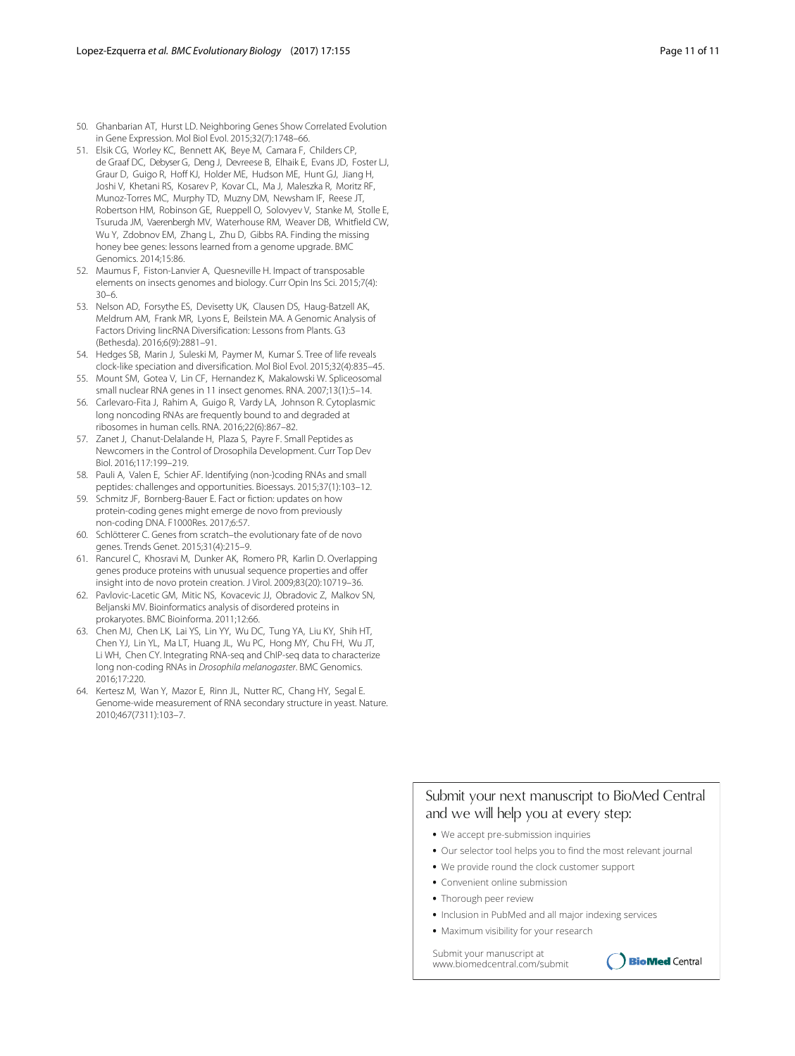50. Ghanbarian AT, Hurst LD. Neighboring Genes Show Correlated Evolution in Gene Expression. Mol Biol Evol. 2015;32(7):1748–66.
51. Elsik CG, Worley KC, Bennett AK, Beye M, Camara F, Childers CP, de Graaf DC, Debyser G, Deng J, Devreese B, Elhaik E, Evans JD, Foster LJ, Graur D, Guigo R, Hoff KJ, Holder ME, Hudson ME, Hunt GJ, Jiang H, Joshi V, Khetani RS, Kosarev P, Kovar CL, Ma J, Maleszka R, Moritz RF, Munoz-Torres MC, Murphy TD, Muzny DM, Newsham IF, Reese JT, Robertson HM, Robinson GE, Rueppell O, Solovyev V, Stanke M, Stolle E, Tsuruda JM, Vaerenbergh MV, Waterhouse RM, Weaver DB, Whitfield CW, Wu Y, Zdobnov EM, Zhang L, Zhu D, Gibbs RA. Finding the missing honey bee genes: lessons learned from a genome upgrade. BMC Genomics. 2014;15:86.
52. Maumus F, Fiston-Lanvier A, Quesneville H. Impact of transposable elements on insects genomes and biology. Curr Opin Ins Sci. 2015;7(4): 30–6.
53. Nelson AD, Forsythe ES, Devisetty UK, Clausen DS, Haug-Batzell AK, Meldrum AM, Frank MR, Lyons E, Beilstein MA. A Genomic Analysis of Factors Driving lincRNA Diversification: Lessons from Plants. G3 (Bethesda). 2016;6(9):2881–91.
54. Hedges SB, Marin J, Suleski M, Paymer M, Kumar S. Tree of life reveals clock-like speciation and diversification. Mol Biol Evol. 2015;32(4):835–45.
55. Mount SM, Gotea V, Lin CF, Hernandez K, Makalowski W. Spliceosomal small nuclear RNA genes in 11 insect genomes. RNA. 2007;13(1):5–14.
56. Carlevaro-Fita J, Rahim A, Guigo R, Vardy LA, Johnson R. Cytoplasmic long noncoding RNAs are frequently bound to and degraded at ribosomes in human cells. RNA. 2016;22(6):867–82.
57. Zanet J, Chanut-Delalande H, Plaza S, Payre F. Small Peptides as Newcomers in the Control of Drosophila Development. Curr Top Dev Biol. 2016;117:199–219.
58. Pauli A, Valen E, Schier AF. Identifying (non-)coding RNAs and small peptides: challenges and opportunities. Bioessays. 2015;37(1):103–12.
59. Schmitz JF, Bornberg-Bauer E. Fact or fiction: updates on how protein-coding genes might emerge de novo from previously non-coding DNA. F1000Res. 2017;6:57.
60. Schlötterer C. Genes from scratch–the evolutionary fate of de novo genes. Trends Genet. 2015;31(4):215–9.
61. Rancurel C, Khosravi M, Dunker AK, Romero PR, Karlin D. Overlapping genes produce proteins with unusual sequence properties and offer insight into de novo protein creation. J Virol. 2009;83(20):10719–36.
62. Pavlovic-Lacetic GM, Mitic NS, Kovacevic JJ, Obradovic Z, Malkov SN, Beljanski MV. Bioinformatics analysis of disordered proteins in prokaryotes. BMC Bioinforma. 2011;12:66.
63. Chen MJ, Chen LK, Lai YS, Lin YY, Wu DC, Tung YA, Liu KY, Shih HT, Chen YJ, Lin YL, Ma LT, Huang JL, Wu PC, Hong MY, Chu FH, Wu JT, Li WH, Chen CY. Integrating RNA-seq and ChIP-seq data to characterize long non-coding RNAs in *Drosophila melanogaster*. BMC Genomics. 2016;17:220.
64. Kertesz M, Wan Y, Mazor E, Rinn JL, Nutter RC, Chang HY, Segal E. Genome-wide measurement of RNA secondary structure in yeast. Nature. 2010;467(7311):103–7.

Submit your next manuscript to BioMed Central and we will help you at every step:

- We accept pre-submission inquiries
- Our selector tool helps you to find the most relevant journal
- We provide round the clock customer support
- Convenient online submission
- Thorough peer review
- Inclusion in PubMed and all major indexing services
- Maximum visibility for your research

Submit your manuscript at www.biomedcentral.com/submit

BioMed Central